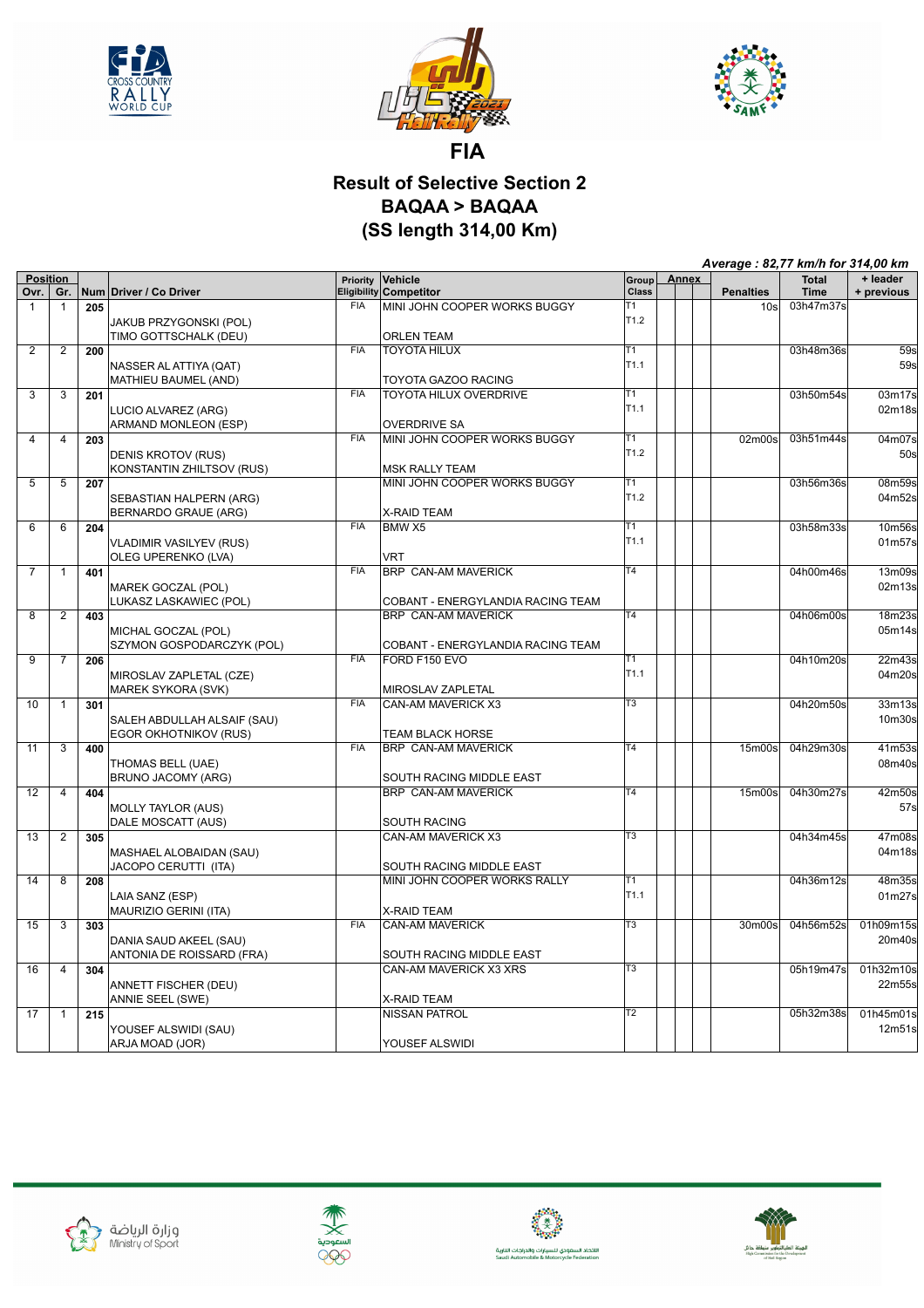# FIA

## Result of Selective Section 2
## BAQAA > BAQAA
## (SS length 314,00 Km)

*Average : 82,77 km/h for 314,00 km*

| Position Ovr. | Gr. | Num | Driver / Co Driver | Priority Eligibility | Vehicle / Competitor | Group / Class | Annex | | | Penalties | Total Time | + leader / + previous |
|---|---|---|---|---|---|---|---|---|---|---|---|---|
| 1 | 1 | 205 | JAKUB PRZYGONSKI (POL) / TIMO GOTTSCHALK (DEU) | FIA | MINI JOHN COOPER WORKS BUGGY / ORLEN TEAM | T1 / T1.2 | | | | 10s | 03h47m37s | |
| 2 | 2 | 200 | NASSER AL ATTIYA (QAT) / MATHIEU BAUMEL (AND) | FIA | TOYOTA HILUX / TOYOTA GAZOO RACING | T1 / T1.1 | | | | | 03h48m36s | 59s / 59s |
| 3 | 3 | 201 | LUCIO ALVAREZ (ARG) / ARMAND MONLEON (ESP) | FIA | TOYOTA HILUX OVERDRIVE / OVERDRIVE SA | T1 / T1.1 | | | | | 03h50m54s | 03m17s / 02m18s |
| 4 | 4 | 203 | DENIS KROTOV (RUS) / KONSTANTIN ZHILTSOV (RUS) | FIA | MINI JOHN COOPER WORKS BUGGY / MSK RALLY TEAM | T1 / T1.2 | | | | 02m00s | 03h51m44s | 04m07s / 50s |
| 5 | 5 | 207 | SEBASTIAN HALPERN (ARG) / BERNARDO GRAUE (ARG) | | MINI JOHN COOPER WORKS BUGGY / X-RAID TEAM | T1 / T1.2 | | | | | 03h56m36s | 08m59s / 04m52s |
| 6 | 6 | 204 | VLADIMIR VASILYEV (RUS) / OLEG UPERENKO (LVA) | FIA | BMW X5 / VRT | T1 / T1.1 | | | | | 03h58m33s | 10m56s / 01m57s |
| 7 | 1 | 401 | MAREK GOCZAL (POL) / LUKASZ LASKAWIEC (POL) | FIA | BRP CAN-AM MAVERICK / COBANT - ENERGYLANDIA RACING TEAM | T4 | | | | | 04h00m46s | 13m09s / 02m13s |
| 8 | 2 | 403 | MICHAL GOCZAL (POL) / SZYMON GOSPODARCZYK (POL) | | BRP CAN-AM MAVERICK / COBANT - ENERGYLANDIA RACING TEAM | T4 | | | | | 04h06m00s | 18m23s / 05m14s |
| 9 | 7 | 206 | MIROSLAV ZAPLETAL (CZE) / MAREK SYKORA (SVK) | FIA | FORD F150 EVO / MIROSLAV ZAPLETAL | T1 / T1.1 | | | | | 04h10m20s | 22m43s / 04m20s |
| 10 | 1 | 301 | SALEH ABDULLAH ALSAIF (SAU) / EGOR OKHOTNIKOV (RUS) | FIA | CAN-AM MAVERICK X3 / TEAM BLACK HORSE | T3 | | | | | 04h20m50s | 33m13s / 10m30s |
| 11 | 3 | 400 | THOMAS BELL (UAE) / BRUNO JACOMY (ARG) | FIA | BRP CAN-AM MAVERICK / SOUTH RACING MIDDLE EAST | T4 | | | | 15m00s | 04h29m30s | 41m53s / 08m40s |
| 12 | 4 | 404 | MOLLY TAYLOR (AUS) / DALE MOSCATT (AUS) | | BRP CAN-AM MAVERICK / SOUTH RACING | T4 | | | | 15m00s | 04h30m27s | 42m50s / 57s |
| 13 | 2 | 305 | MASHAEL ALOBAIDAN (SAU) / JACOPO CERUTTI (ITA) | | CAN-AM MAVERICK X3 / SOUTH RACING MIDDLE EAST | T3 | | | | | 04h34m45s | 47m08s / 04m18s |
| 14 | 8 | 208 | LAIA SANZ (ESP) / MAURIZIO GERINI (ITA) | | MINI JOHN COOPER WORKS RALLY / X-RAID TEAM | T1 / T1.1 | | | | | 04h36m12s | 48m35s / 01m27s |
| 15 | 3 | 303 | DANIA SAUD AKEEL (SAU) / ANTONIA DE ROISSARD (FRA) | FIA | CAN-AM MAVERICK / SOUTH RACING MIDDLE EAST | T3 | | | | 30m00s | 04h56m52s | 01h09m15s / 20m40s |
| 16 | 4 | 304 | ANNETT FISCHER (DEU) / ANNIE SEEL (SWE) | | CAN-AM MAVERICK X3 XRS / X-RAID TEAM | T3 | | | | | 05h19m47s | 01h32m10s / 22m55s |
| 17 | 1 | 215 | YOUSEF ALSWIDI (SAU) / ARJA MOAD (JOR) | | NISSAN PATROL / YOUSEF ALSWIDI | T2 | | | | | 05h32m38s | 01h45m01s / 12m51s |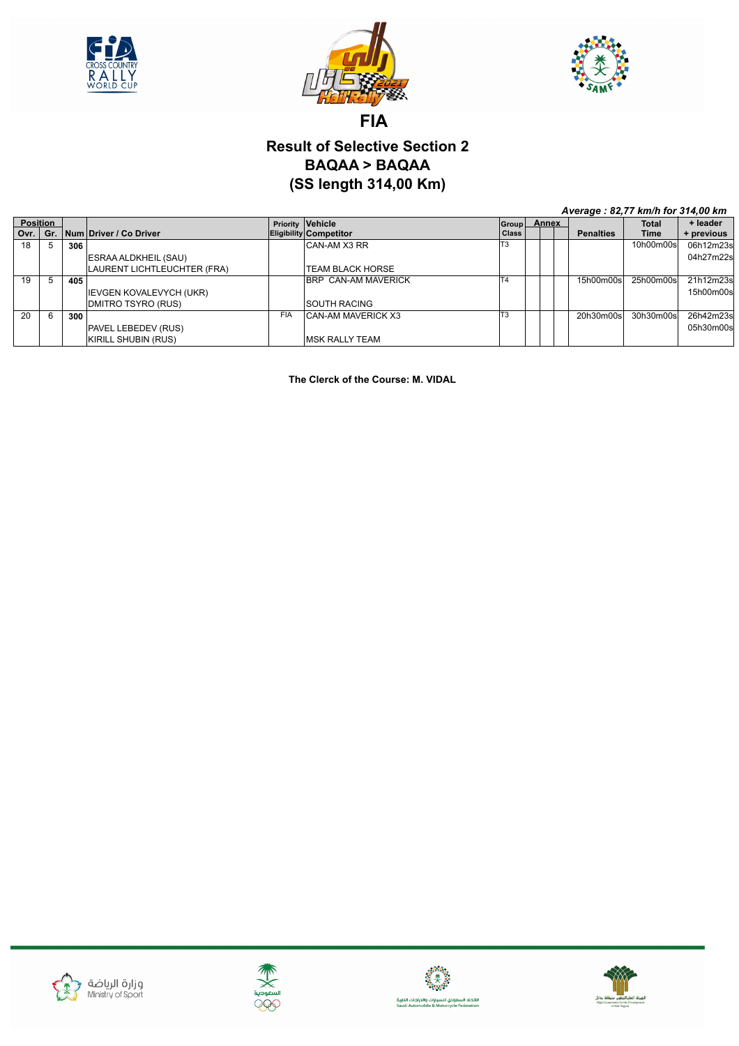# FIA

## Result of Selective Section 2
## BAQAA > BAQAA
## (SS length 314,00 Km)

*Average : 82,77 km/h for 314,00 km*

| Position | | | | | | | | | | | | | |
|---|---|---|---|---|---|---|---|---|---|---|---|---|---|
| Ovr. | Gr. | Num | Driver / Co Driver | Priority Eligibility | Vehicle Competitor | Group Class | Annex | | | Penalties | Total Time | + leader + previous |
| 18 | 5 | 306 | ESRAA ALDKHEIL (SAU)<br>LAURENT LICHTLEUCHTER (FRA) | | CAN-AM X3 RR<br>TEAM BLACK HORSE | T3 | | | | | 10h00m00s | 06h12m23s<br>04h27m22s |
| 19 | 5 | 405 | IEVGEN KOVALEVYCH (UKR)<br>DMITRO TSYRO (RUS) | | BRP CAN-AM MAVERICK<br>SOUTH RACING | T4 | | | | 15h00m00s | 25h00m00s | 21h12m23s<br>15h00m00s |
| 20 | 6 | 300 | PAVEL LEBEDEV (RUS)<br>KIRILL SHUBIN (RUS) | FIA | CAN-AM MAVERICK X3<br>MSK RALLY TEAM | T3 | | | | 20h30m00s | 30h30m00s | 26h42m23s<br>05h30m00s |

**The Clerck of the Course: M. VIDAL**